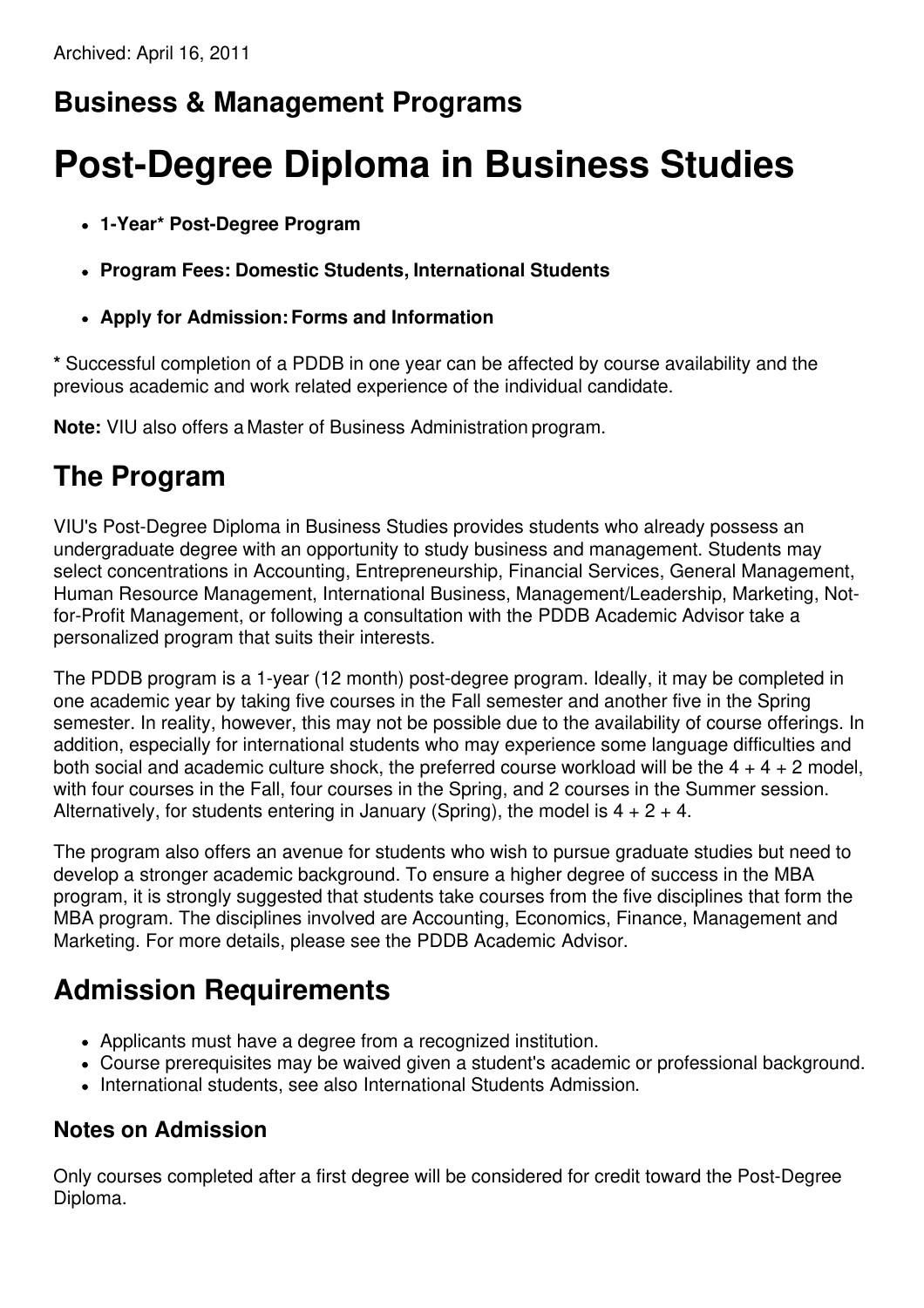Archived: April 16, 2011

## Business & Management Programs

# Post-Degree Diploma in Business Studies

- **1-Year* Post-Degree Program**
- **Program Fees: Domestic Students, International Students**
- **Apply for Admission: Forms and Information**

**\*** Successful completion of a PDDB in one year can be affected by course availability and the previous academic and work related experience of the individual candidate.

**Note:** VIU also offers a Master of Business Administration program.

## The Program

VIU's Post-Degree Diploma in Business Studies provides students who already possess an undergraduate degree with an opportunity to study business and management. Students may select concentrations in Accounting, Entrepreneurship, Financial Services, General Management, Human Resource Management, International Business, Management/Leadership, Marketing, Not-for-Profit Management, or following a consultation with the PDDB Academic Advisor take a personalized program that suits their interests.

The PDDB program is a 1-year (12 month) post-degree program. Ideally, it may be completed in one academic year by taking five courses in the Fall semester and another five in the Spring semester. In reality, however, this may not be possible due to the availability of course offerings. In addition, especially for international students who may experience some language difficulties and both social and academic culture shock, the preferred course workload will be the 4 + 4 + 2 model, with four courses in the Fall, four courses in the Spring, and 2 courses in the Summer session. Alternatively, for students entering in January (Spring), the model is 4 + 2 + 4.

The program also offers an avenue for students who wish to pursue graduate studies but need to develop a stronger academic background. To ensure a higher degree of success in the MBA program, it is strongly suggested that students take courses from the five disciplines that form the MBA program. The disciplines involved are Accounting, Economics, Finance, Management and Marketing. For more details, please see the PDDB Academic Advisor.

## Admission Requirements

- Applicants must have a degree from a recognized institution.
- Course prerequisites may be waived given a student's academic or professional background.
- International students, see also International Students Admission.

### Notes on Admission

Only courses completed after a first degree will be considered for credit toward the Post-Degree Diploma.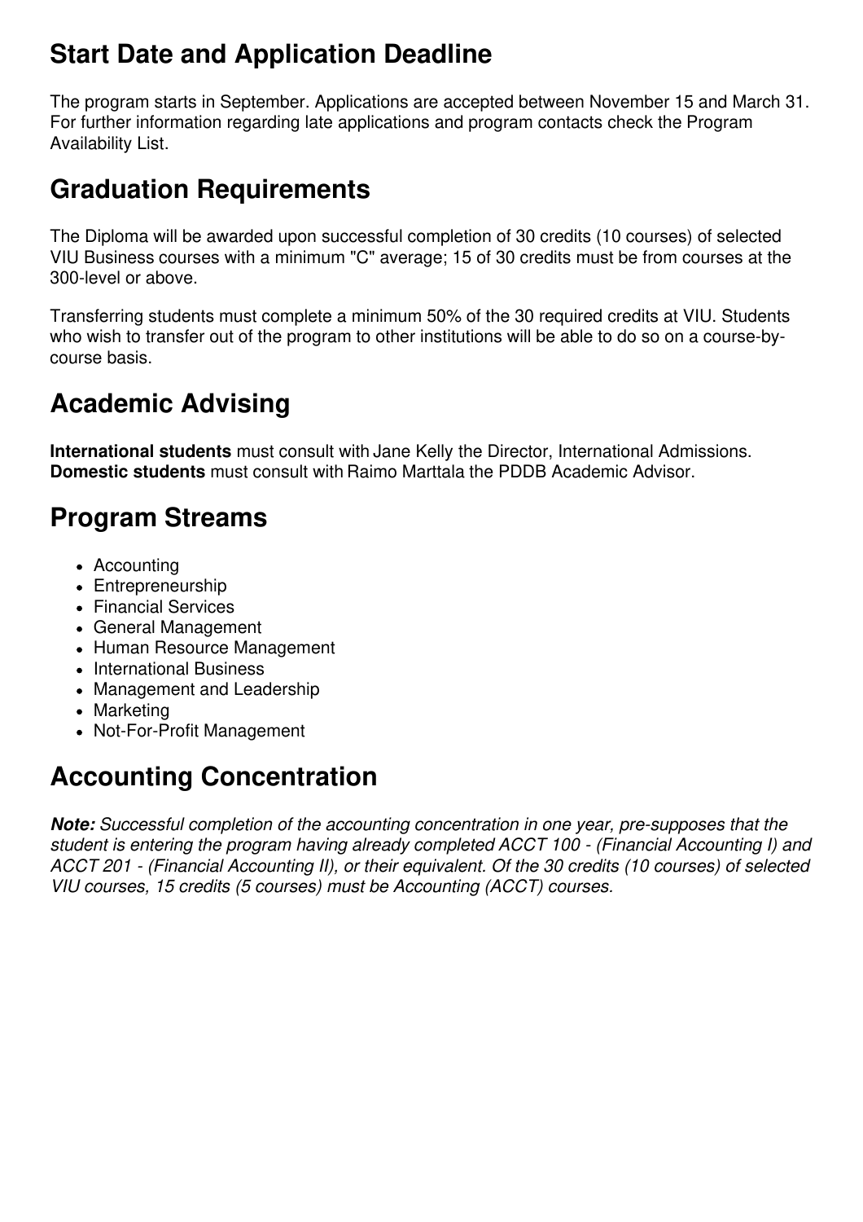## Start Date and Application Deadline

The program starts in September. Applications are accepted between November 15 and March 31. For further information regarding late applications and program contacts check the Program Availability List.

## Graduation Requirements

The Diploma will be awarded upon successful completion of 30 credits (10 courses) of selected VIU Business courses with a minimum "C" average; 15 of 30 credits must be from courses at the 300-level or above.

Transferring students must complete a minimum 50% of the 30 required credits at VIU. Students who wish to transfer out of the program to other institutions will be able to do so on a course-by-course basis.

## Academic Advising

**International students** must consult with Jane Kelly the Director, International Admissions.
**Domestic students** must consult with Raimo Marttala the PDDB Academic Advisor.

## Program Streams

- Accounting
- Entrepreneurship
- Financial Services
- General Management
- Human Resource Management
- International Business
- Management and Leadership
- Marketing
- Not-For-Profit Management

## Accounting Concentration

***Note:*** *Successful completion of the accounting concentration in one year, pre-supposes that the student is entering the program having already completed ACCT 100 - (Financial Accounting I) and ACCT 201 - (Financial Accounting II), or their equivalent. Of the 30 credits (10 courses) of selected VIU courses, 15 credits (5 courses) must be Accounting (ACCT) courses.*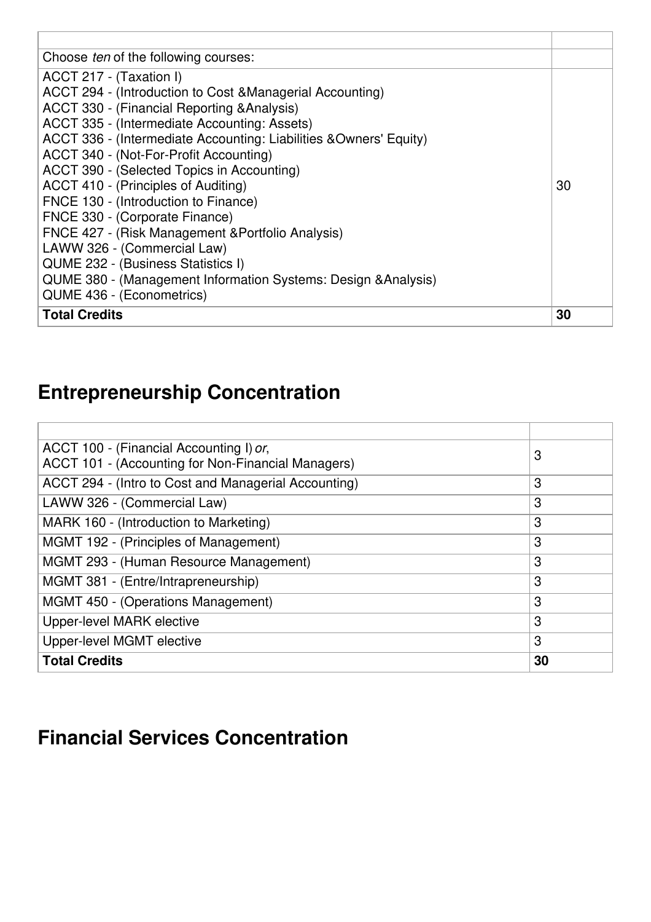| | |
|---|---|
| Choose *ten* of the following courses: | |
| ACCT 217 - (Taxation I)<br>ACCT 294 - (Introduction to Cost &Managerial Accounting)<br>ACCT 330 - (Financial Reporting &Analysis)<br>ACCT 335 - (Intermediate Accounting: Assets)<br>ACCT 336 - (Intermediate Accounting: Liabilities &Owners' Equity)<br>ACCT 340 - (Not-For-Profit Accounting)<br>ACCT 390 - (Selected Topics in Accounting)<br>ACCT 410 - (Principles of Auditing)<br>FNCE 130 - (Introduction to Finance)<br>FNCE 330 - (Corporate Finance)<br>FNCE 427 - (Risk Management &Portfolio Analysis)<br>LAWW 326 - (Commercial Law)<br>QUME 232 - (Business Statistics I)<br>QUME 380 - (Management Information Systems: Design &Analysis)<br>QUME 436 - (Econometrics) | 30 |
| **Total Credits** | **30** |

## Entrepreneurship Concentration

| | |
|---|---|
| ACCT 100 - (Financial Accounting I) *or*,<br>ACCT 101 - (Accounting for Non-Financial Managers) | 3 |
| ACCT 294 - (Intro to Cost and Managerial Accounting) | 3 |
| LAWW 326 - (Commercial Law) | 3 |
| MARK 160 - (Introduction to Marketing) | 3 |
| MGMT 192 - (Principles of Management) | 3 |
| MGMT 293 - (Human Resource Management) | 3 |
| MGMT 381 - (Entre/Intrapreneurship) | 3 |
| MGMT 450 - (Operations Management) | 3 |
| Upper-level MARK elective | 3 |
| Upper-level MGMT elective | 3 |
| **Total Credits** | **30** |

## Financial Services Concentration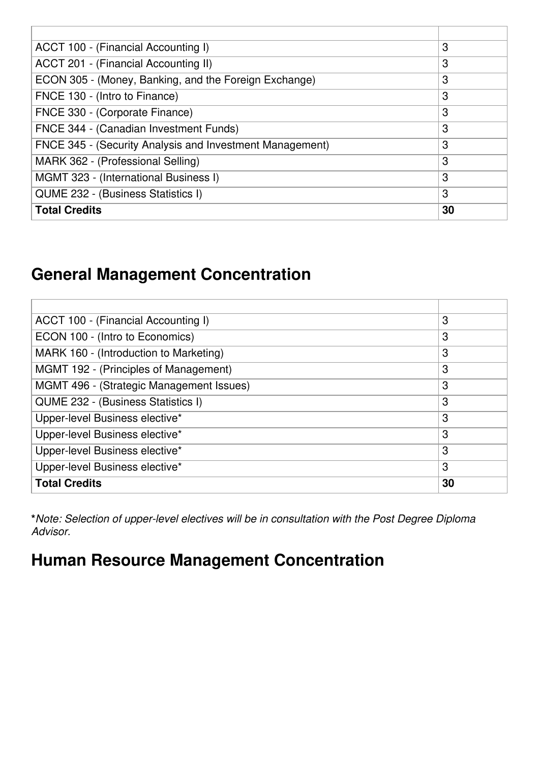| | |
|---|---|
| ACCT 100 - (Financial Accounting I) | 3 |
| ACCT 201 - (Financial Accounting II) | 3 |
| ECON 305 - (Money, Banking, and the Foreign Exchange) | 3 |
| FNCE 130 - (Intro to Finance) | 3 |
| FNCE 330 - (Corporate Finance) | 3 |
| FNCE 344 - (Canadian Investment Funds) | 3 |
| FNCE 345 - (Security Analysis and Investment Management) | 3 |
| MARK 362 - (Professional Selling) | 3 |
| MGMT 323 - (International Business I) | 3 |
| QUME 232 - (Business Statistics I) | 3 |
| **Total Credits** | **30** |

## General Management Concentration

| | |
|---|---|
| ACCT 100 - (Financial Accounting I) | 3 |
| ECON 100 - (Intro to Economics) | 3 |
| MARK 160 - (Introduction to Marketing) | 3 |
| MGMT 192 - (Principles of Management) | 3 |
| MGMT 496 - (Strategic Management Issues) | 3 |
| QUME 232 - (Business Statistics I) | 3 |
| Upper-level Business elective* | 3 |
| Upper-level Business elective* | 3 |
| Upper-level Business elective* | 3 |
| Upper-level Business elective* | 3 |
| **Total Credits** | **30** |

**\***_Note: Selection of upper-level electives will be in consultation with the Post Degree Diploma Advisor._

## Human Resource Management Concentration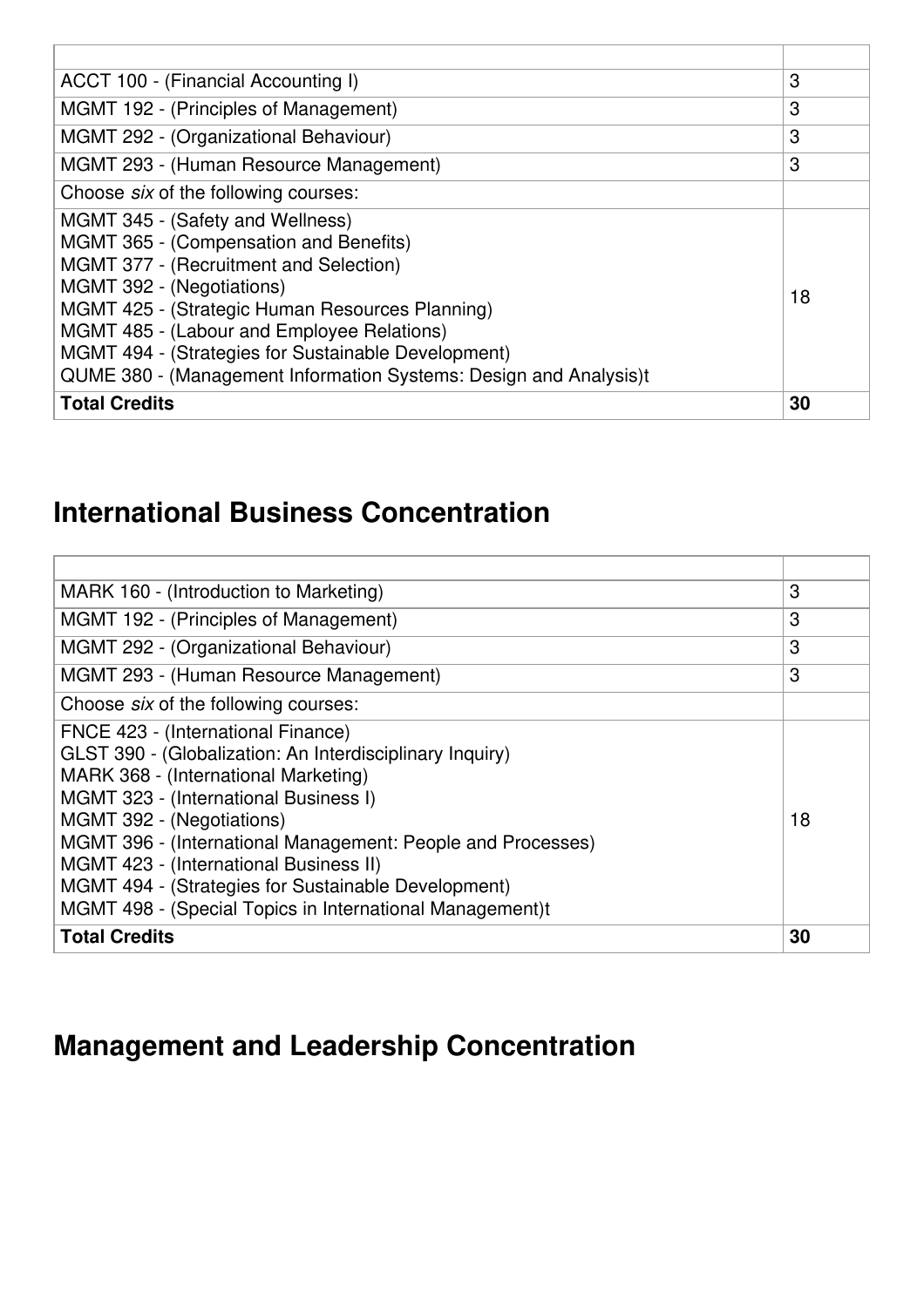| | |
|---|---|
| ACCT 100 - (Financial Accounting I) | 3 |
| MGMT 192 - (Principles of Management) | 3 |
| MGMT 292 - (Organizational Behaviour) | 3 |
| MGMT 293 - (Human Resource Management) | 3 |
| Choose *six* of the following courses: | |
| MGMT 345 - (Safety and Wellness)<br>MGMT 365 - (Compensation and Benefits)<br>MGMT 377 - (Recruitment and Selection)<br>MGMT 392 - (Negotiations)<br>MGMT 425 - (Strategic Human Resources Planning)<br>MGMT 485 - (Labour and Employee Relations)<br>MGMT 494 - (Strategies for Sustainable Development)<br>QUME 380 - (Management Information Systems: Design and Analysis)t | 18 |
| **Total Credits** | **30** |

## International Business Concentration

| | |
|---|---|
| MARK 160 - (Introduction to Marketing) | 3 |
| MGMT 192 - (Principles of Management) | 3 |
| MGMT 292 - (Organizational Behaviour) | 3 |
| MGMT 293 - (Human Resource Management) | 3 |
| Choose *six* of the following courses: | |
| FNCE 423 - (International Finance)<br>GLST 390 - (Globalization: An Interdisciplinary Inquiry)<br>MARK 368 - (International Marketing)<br>MGMT 323 - (International Business I)<br>MGMT 392 - (Negotiations)<br>MGMT 396 - (International Management: People and Processes)<br>MGMT 423 - (International Business II)<br>MGMT 494 - (Strategies for Sustainable Development)<br>MGMT 498 - (Special Topics in International Management)t | 18 |
| **Total Credits** | **30** |

## Management and Leadership Concentration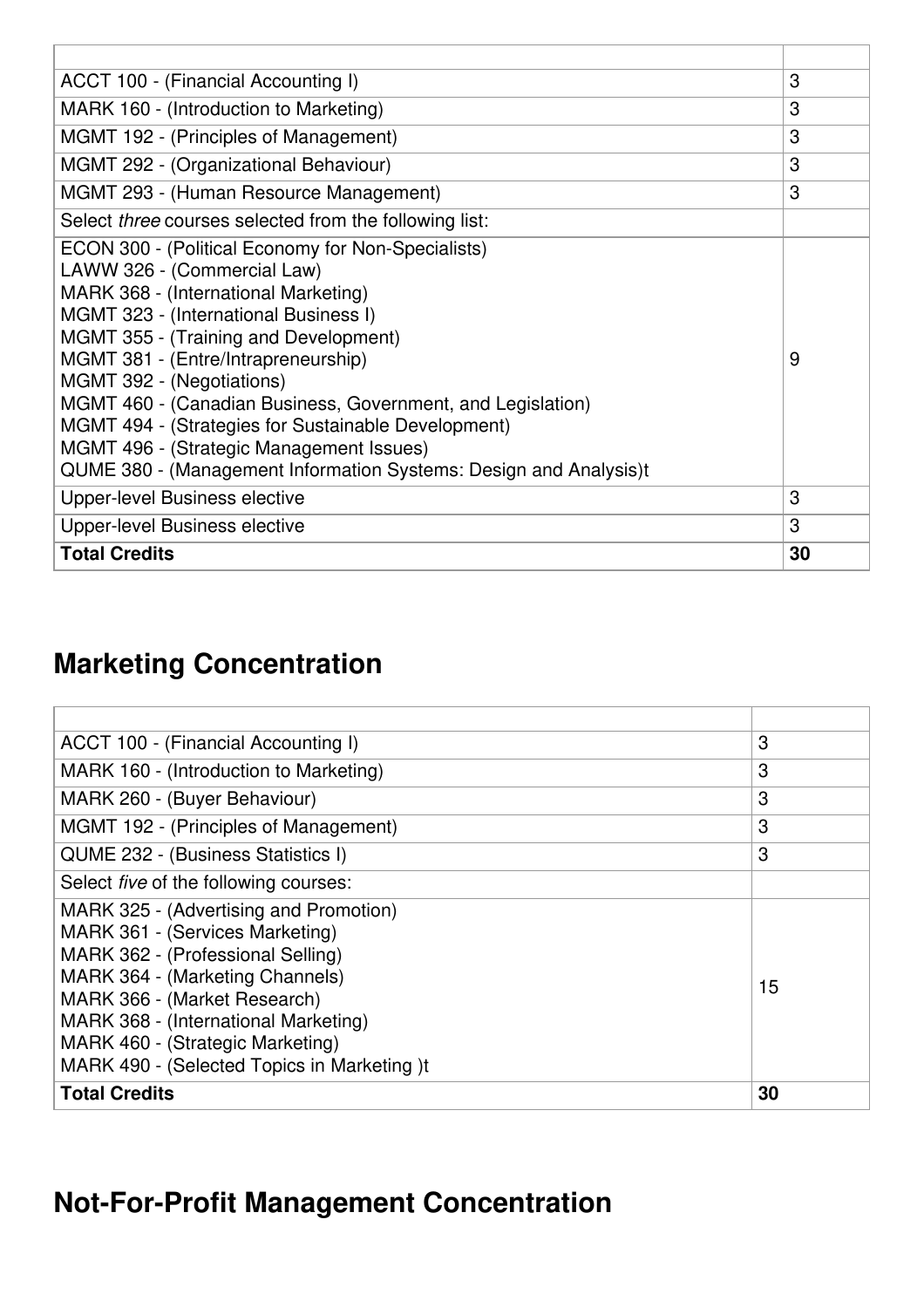| | |
|---|---|
| ACCT 100 - (Financial Accounting I) | 3 |
| MARK 160 - (Introduction to Marketing) | 3 |
| MGMT 192 - (Principles of Management) | 3 |
| MGMT 292 - (Organizational Behaviour) | 3 |
| MGMT 293 - (Human Resource Management) | 3 |
| Select *three* courses selected from the following list: | |
| ECON 300 - (Political Economy for Non-Specialists)<br>LAWW 326 - (Commercial Law)<br>MARK 368 - (International Marketing)<br>MGMT 323 - (International Business I)<br>MGMT 355 - (Training and Development)<br>MGMT 381 - (Entre/Intrapreneurship)<br>MGMT 392 - (Negotiations)<br>MGMT 460 - (Canadian Business, Government, and Legislation)<br>MGMT 494 - (Strategies for Sustainable Development)<br>MGMT 496 - (Strategic Management Issues)<br>QUME 380 - (Management Information Systems: Design and Analysis)t | 9 |
| Upper-level Business elective | 3 |
| Upper-level Business elective | 3 |
| **Total Credits** | **30** |

## Marketing Concentration

| | |
|---|---|
| ACCT 100 - (Financial Accounting I) | 3 |
| MARK 160 - (Introduction to Marketing) | 3 |
| MARK 260 - (Buyer Behaviour) | 3 |
| MGMT 192 - (Principles of Management) | 3 |
| QUME 232 - (Business Statistics I) | 3 |
| Select *five* of the following courses: | |
| MARK 325 - (Advertising and Promotion)<br>MARK 361 - (Services Marketing)<br>MARK 362 - (Professional Selling)<br>MARK 364 - (Marketing Channels)<br>MARK 366 - (Market Research)<br>MARK 368 - (International Marketing)<br>MARK 460 - (Strategic Marketing)<br>MARK 490 - (Selected Topics in Marketing )t | 15 |
| **Total Credits** | **30** |

## Not-For-Profit Management Concentration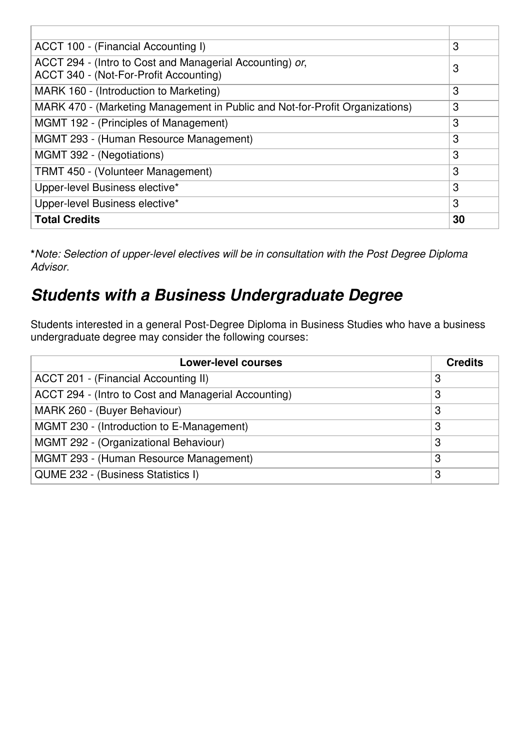| | |
|---|---|
| ACCT 100 - (Financial Accounting I) | 3 |
| ACCT 294 - (Intro to Cost and Managerial Accounting) *or*, ACCT 340 - (Not-For-Profit Accounting) | 3 |
| MARK 160 - (Introduction to Marketing) | 3 |
| MARK 470 - (Marketing Management in Public and Not-for-Profit Organizations) | 3 |
| MGMT 192 - (Principles of Management) | 3 |
| MGMT 293 - (Human Resource Management) | 3 |
| MGMT 392 - (Negotiations) | 3 |
| TRMT 450 - (Volunteer Management) | 3 |
| Upper-level Business elective* | 3 |
| Upper-level Business elective* | 3 |
| **Total Credits** | **30** |

***Note:** *Selection of upper-level electives will be in consultation with the Post Degree Diploma Advisor.*

## *Students with a Business Undergraduate Degree*

Students interested in a general Post-Degree Diploma in Business Studies who have a business undergraduate degree may consider the following courses:

| Lower-level courses | Credits |
|---|---|
| ACCT 201 - (Financial Accounting II) | 3 |
| ACCT 294 - (Intro to Cost and Managerial Accounting) | 3 |
| MARK 260 - (Buyer Behaviour) | 3 |
| MGMT 230 - (Introduction to E-Management) | 3 |
| MGMT 292 - (Organizational Behaviour) | 3 |
| MGMT 293 - (Human Resource Management) | 3 |
| QUME 232 - (Business Statistics I) | 3 |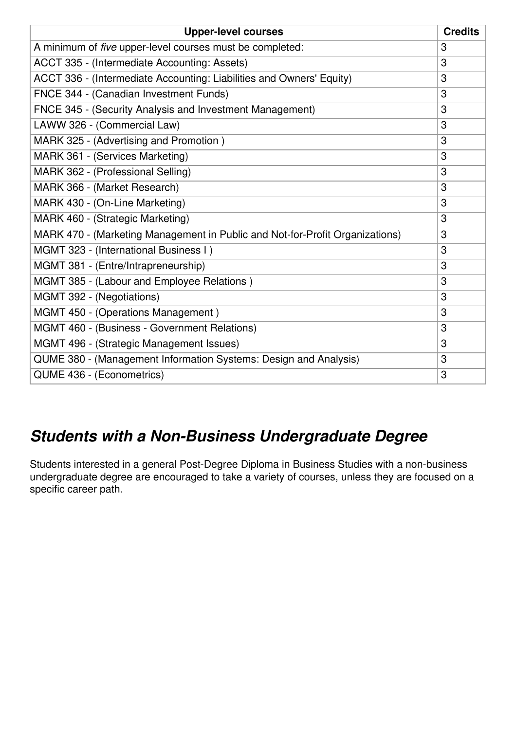| Upper-level courses | Credits |
| --- | --- |
| A minimum of *five* upper-level courses must be completed: | 3 |
| ACCT 335 - (Intermediate Accounting: Assets) | 3 |
| ACCT 336 - (Intermediate Accounting: Liabilities and Owners' Equity) | 3 |
| FNCE 344 - (Canadian Investment Funds) | 3 |
| FNCE 345 - (Security Analysis and Investment Management) | 3 |
| LAWW 326 - (Commercial Law) | 3 |
| MARK 325 - (Advertising and Promotion ) | 3 |
| MARK 361 - (Services Marketing) | 3 |
| MARK 362 - (Professional Selling) | 3 |
| MARK 366 - (Market Research) | 3 |
| MARK 430 - (On-Line Marketing) | 3 |
| MARK 460 - (Strategic Marketing) | 3 |
| MARK 470 - (Marketing Management in Public and Not-for-Profit Organizations) | 3 |
| MGMT 323 - (International Business I ) | 3 |
| MGMT 381 - (Entre/Intrapreneurship) | 3 |
| MGMT 385 - (Labour and Employee Relations ) | 3 |
| MGMT 392 - (Negotiations) | 3 |
| MGMT 450 - (Operations Management ) | 3 |
| MGMT 460 - (Business - Government Relations) | 3 |
| MGMT 496 - (Strategic Management Issues) | 3 |
| QUME 380 - (Management Information Systems: Design and Analysis) | 3 |
| QUME 436 - (Econometrics) | 3 |

## *Students with a Non-Business Undergraduate Degree*

Students interested in a general Post-Degree Diploma in Business Studies with a non-business undergraduate degree are encouraged to take a variety of courses, unless they are focused on a specific career path.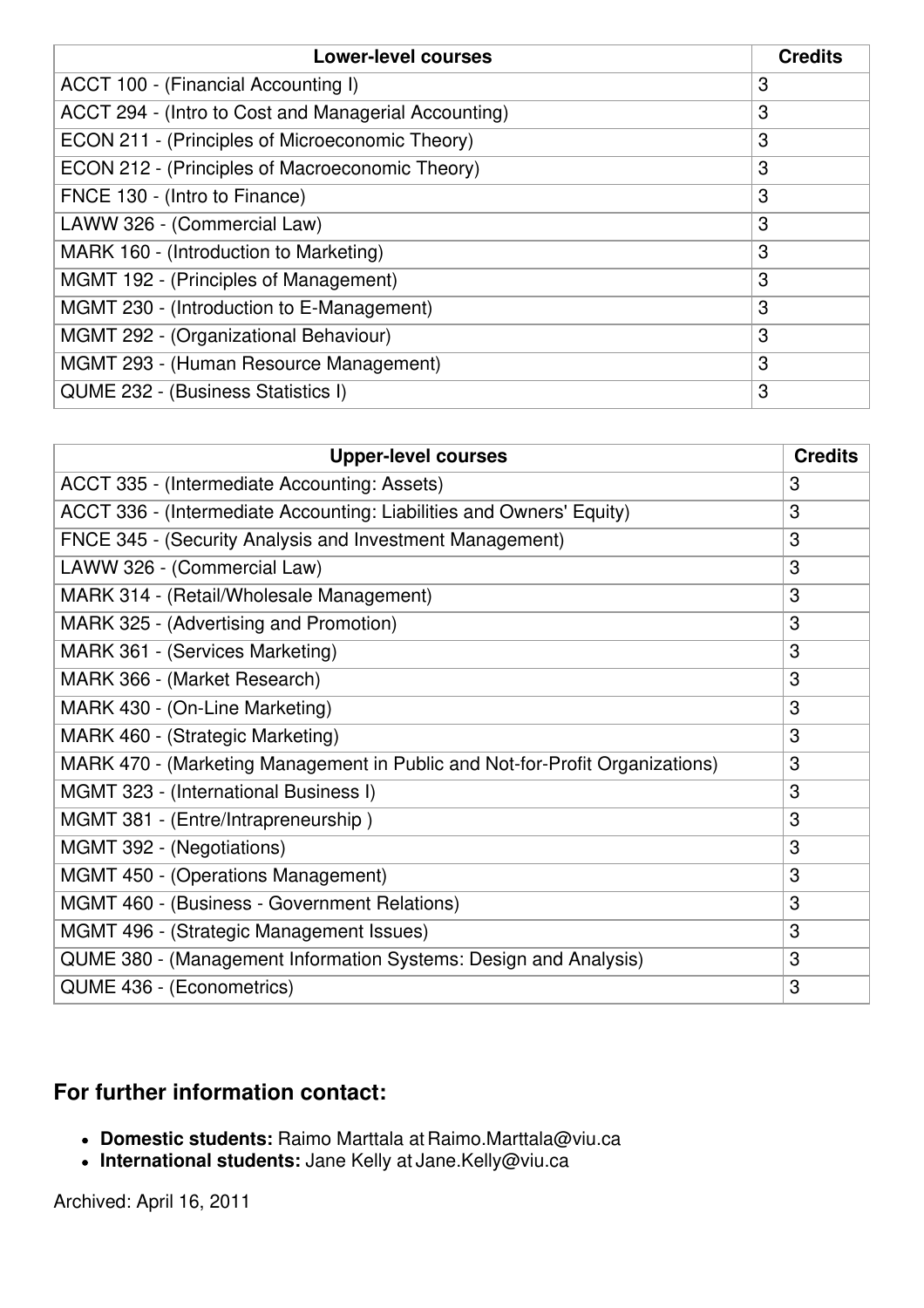| Lower-level courses | Credits |
| --- | --- |
| ACCT 100 - (Financial Accounting I) | 3 |
| ACCT 294 - (Intro to Cost and Managerial Accounting) | 3 |
| ECON 211 - (Principles of Microeconomic Theory) | 3 |
| ECON 212 - (Principles of Macroeconomic Theory) | 3 |
| FNCE 130 - (Intro to Finance) | 3 |
| LAWW 326 - (Commercial Law) | 3 |
| MARK 160 - (Introduction to Marketing) | 3 |
| MGMT 192 - (Principles of Management) | 3 |
| MGMT 230 - (Introduction to E-Management) | 3 |
| MGMT 292 - (Organizational Behaviour) | 3 |
| MGMT 293 - (Human Resource Management) | 3 |
| QUME 232 - (Business Statistics I) | 3 |

| Upper-level courses | Credits |
| --- | --- |
| ACCT 335 - (Intermediate Accounting: Assets) | 3 |
| ACCT 336 - (Intermediate Accounting: Liabilities and Owners' Equity) | 3 |
| FNCE 345 - (Security Analysis and Investment Management) | 3 |
| LAWW 326 - (Commercial Law) | 3 |
| MARK 314 - (Retail/Wholesale Management) | 3 |
| MARK 325 - (Advertising and Promotion) | 3 |
| MARK 361 - (Services Marketing) | 3 |
| MARK 366 - (Market Research) | 3 |
| MARK 430 - (On-Line Marketing) | 3 |
| MARK 460 - (Strategic Marketing) | 3 |
| MARK 470 - (Marketing Management in Public and Not-for-Profit Organizations) | 3 |
| MGMT 323 - (International Business I) | 3 |
| MGMT 381 - (Entre/Intrapreneurship ) | 3 |
| MGMT 392 - (Negotiations) | 3 |
| MGMT 450 - (Operations Management) | 3 |
| MGMT 460 - (Business - Government Relations) | 3 |
| MGMT 496 - (Strategic Management Issues) | 3 |
| QUME 380 - (Management Information Systems: Design and Analysis) | 3 |
| QUME 436 - (Econometrics) | 3 |

## For further information contact:

- **Domestic students:** Raimo Marttala at Raimo.Marttala@viu.ca
- **International students:** Jane Kelly at Jane.Kelly@viu.ca

Archived: April 16, 2011